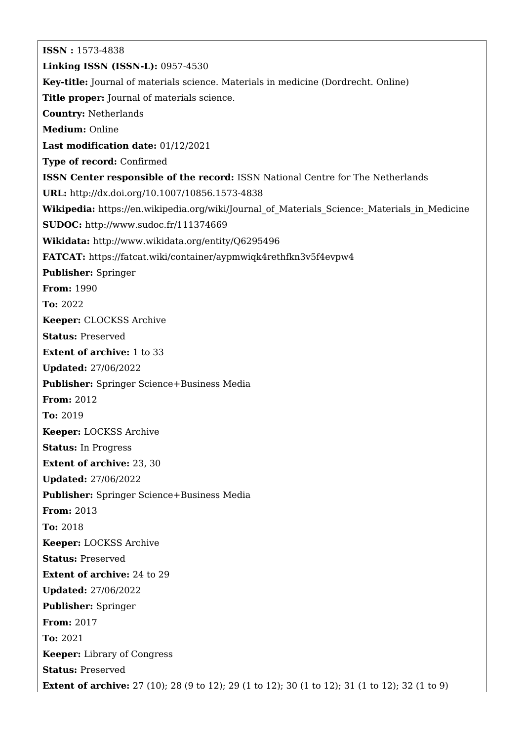**ISSN :** 1573-4838

**Linking ISSN (ISSN-L):** 0957-4530

**Key-title:** Journal of materials science. Materials in medicine (Dordrecht. Online)

**Title proper:** Journal of materials science.

**Country:** Netherlands

**Medium:** Online

**Last modification date:** 01/12/2021

**Type of record:** Confirmed

**ISSN Center responsible of the record:** ISSN National Centre for The Netherlands

**URL:** http://dx.doi.org/10.1007/10856.1573-4838

**Wikipedia:** https://en.wikipedia.org/wiki/Journal_of_Materials_Science:_Materials_in_Medicine

**SUDOC:** http://www.sudoc.fr/111374669

**Wikidata:** http://www.wikidata.org/entity/Q6295496

**FATCAT:** https://fatcat.wiki/container/aypmwiqk4rethfkn3v5f4evpw4

**Publisher:** Springer

**From:** 1990

**To:** 2022

**Keeper:** CLOCKSS Archive

**Status:** Preserved

**Extent of archive:** 1 to 33

**Updated:** 27/06/2022

**Publisher:** Springer Science+Business Media

**From:** 2012

**To:** 2019

**Keeper:** LOCKSS Archive

**Status:** In Progress

**Extent of archive:** 23, 30

**Updated:** 27/06/2022

**Publisher:** Springer Science+Business Media

**From:** 2013

**To:** 2018

**Keeper:** LOCKSS Archive

**Status:** Preserved

**Extent of archive:** 24 to 29

**Updated:** 27/06/2022

**Publisher:** Springer

**From:** 2017

**To:** 2021

**Keeper:** Library of Congress

**Status:** Preserved

**Extent of archive:** 27 (10); 28 (9 to 12); 29 (1 to 12); 30 (1 to 12); 31 (1 to 12); 32 (1 to 9)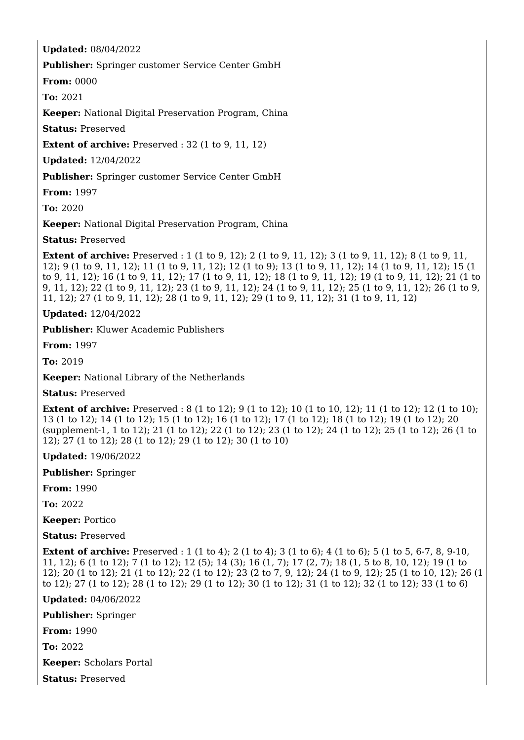**Updated:** 08/04/2022

**Publisher:** Springer customer Service Center GmbH

**From:** 0000

**To:** 2021

**Keeper:** National Digital Preservation Program, China

**Status:** Preserved

**Extent of archive:** Preserved : 32 (1 to 9, 11, 12)

**Updated:** 12/04/2022

**Publisher:** Springer customer Service Center GmbH

**From:** 1997

**To:** 2020

**Keeper:** National Digital Preservation Program, China

**Status:** Preserved

**Extent of archive:** Preserved : 1 (1 to 9, 12); 2 (1 to 9, 11, 12); 3 (1 to 9, 11, 12); 8 (1 to 9, 11, 12); 9 (1 to 9, 11, 12); 11 (1 to 9, 11, 12); 12 (1 to 9); 13 (1 to 9, 11, 12); 14 (1 to 9, 11, 12); 15 (1 to 9, 11, 12); 16 (1 to 9, 11, 12); 17 (1 to 9, 11, 12); 18 (1 to 9, 11, 12); 19 (1 to 9, 11, 12); 21 (1 to 9, 11, 12); 22 (1 to 9, 11, 12); 23 (1 to 9, 11, 12); 24 (1 to 9, 11, 12); 25 (1 to 9, 11, 12); 26 (1 to 9, 11, 12); 27 (1 to 9, 11, 12); 28 (1 to 9, 11, 12); 29 (1 to 9, 11, 12); 31 (1 to 9, 11, 12)

**Updated:** 12/04/2022

**Publisher:** Kluwer Academic Publishers

**From:** 1997

**To:** 2019

**Keeper:** National Library of the Netherlands

**Status:** Preserved

**Extent of archive:** Preserved : 8 (1 to 12); 9 (1 to 12); 10 (1 to 10, 12); 11 (1 to 12); 12 (1 to 10); 13 (1 to 12); 14 (1 to 12); 15 (1 to 12); 16 (1 to 12); 17 (1 to 12); 18 (1 to 12); 19 (1 to 12); 20 (supplement-1, 1 to 12); 21 (1 to 12); 22 (1 to 12); 23 (1 to 12); 24 (1 to 12); 25 (1 to 12); 26 (1 to 12); 27 (1 to 12); 28 (1 to 12); 29 (1 to 12); 30 (1 to 10)

**Updated:** 19/06/2022

**Publisher:** Springer

**From:** 1990

**To:** 2022

**Keeper:** Portico

**Status:** Preserved

**Extent of archive:** Preserved : 1 (1 to 4); 2 (1 to 4); 3 (1 to 6); 4 (1 to 6); 5 (1 to 5, 6-7, 8, 9-10, 11, 12); 6 (1 to 12); 7 (1 to 12); 12 (5); 14 (3); 16 (1, 7); 17 (2, 7); 18 (1, 5 to 8, 10, 12); 19 (1 to 12); 20 (1 to 12); 21 (1 to 12); 22 (1 to 12); 23 (2 to 7, 9, 12); 24 (1 to 9, 12); 25 (1 to 10, 12); 26 (1 to 12); 27 (1 to 12); 28 (1 to 12); 29 (1 to 12); 30 (1 to 12); 31 (1 to 12); 32 (1 to 12); 33 (1 to 6)

**Updated:** 04/06/2022

**Publisher:** Springer

**From:** 1990

**To:** 2022

**Keeper:** Scholars Portal

**Status:** Preserved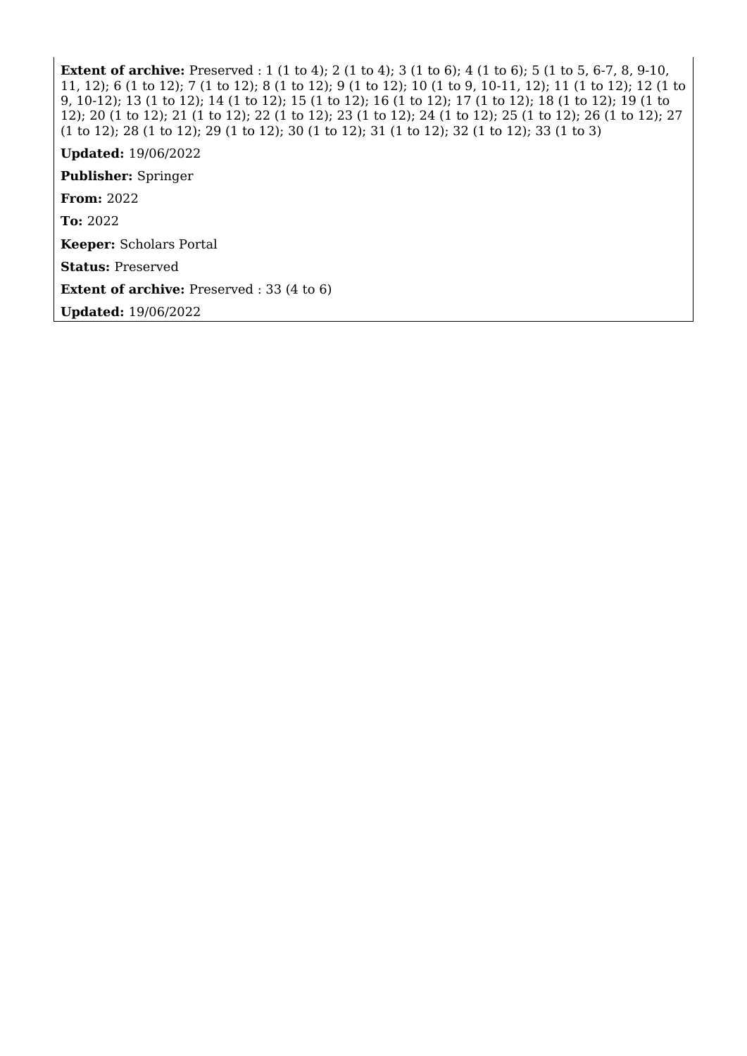**Extent of archive:** Preserved : 1 (1 to 4); 2 (1 to 4); 3 (1 to 6); 4 (1 to 6); 5 (1 to 5, 6-7, 8, 9-10, 11, 12); 6 (1 to 12); 7 (1 to 12); 8 (1 to 12); 9 (1 to 12); 10 (1 to 9, 10-11, 12); 11 (1 to 12); 12 (1 to 9, 10-12); 13 (1 to 12); 14 (1 to 12); 15 (1 to 12); 16 (1 to 12); 17 (1 to 12); 18 (1 to 12); 19 (1 to 12); 20 (1 to 12); 21 (1 to 12); 22 (1 to 12); 23 (1 to 12); 24 (1 to 12); 25 (1 to 12); 26 (1 to 12); 27 (1 to 12); 28 (1 to 12); 29 (1 to 12); 30 (1 to 12); 31 (1 to 12); 32 (1 to 12); 33 (1 to 3)

**Updated:** 19/06/2022

**Publisher:** Springer

**From:** 2022

**To:** 2022

**Keeper:** Scholars Portal

**Status:** Preserved

**Extent of archive:** Preserved : 33 (4 to 6)

**Updated:** 19/06/2022